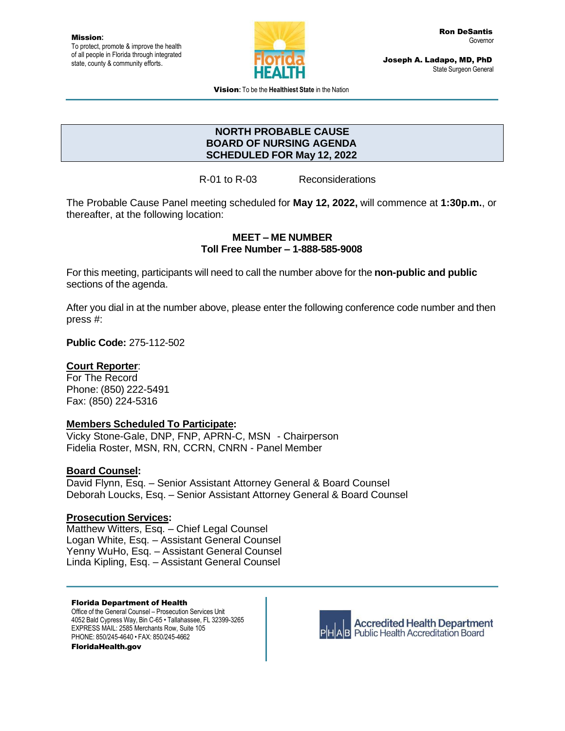**Mission:**
To protect, promote & improve the health of all people in Florida through integrated state, county & community efforts.

**Ron DeSantis**
Governor

**Joseph A. Ladapo, MD, PhD**
State Surgeon General

**Vision:** To be the **Healthiest State** in the Nation

# NORTH PROBABLE CAUSE BOARD OF NURSING AGENDA SCHEDULED FOR May 12, 2022

R-01 to R-03 Reconsiderations

The Probable Cause Panel meeting scheduled for **May 12, 2022,** will commence at **1:30p.m.**, or thereafter, at the following location:

**MEET – ME NUMBER**
**Toll Free Number – 1-888-585-9008**

For this meeting, participants will need to call the number above for the **non-public and public** sections of the agenda.

After you dial in at the number above, please enter the following conference code number and then press #:

**Public Code:** 275-112-502

**Court Reporter**:
For The Record
Phone: (850) 222-5491
Fax: (850) 224-5316

**Members Scheduled To Participate:**
Vicky Stone-Gale, DNP, FNP, APRN-C, MSN - Chairperson
Fidelia Roster, MSN, RN, CCRN, CNRN - Panel Member

**Board Counsel:**
David Flynn, Esq. – Senior Assistant Attorney General & Board Counsel
Deborah Loucks, Esq. – Senior Assistant Attorney General & Board Counsel

**Prosecution Services:**
Matthew Witters, Esq. – Chief Legal Counsel
Logan White, Esq. – Assistant General Counsel
Yenny WuHo, Esq. – Assistant General Counsel
Linda Kipling, Esq. – Assistant General Counsel

**Florida Department of Health**
Office of the General Counsel – Prosecution Services Unit
4052 Bald Cypress Way, Bin C-65 • Tallahassee, FL 32399-3265
EXPRESS MAIL: 2585 Merchants Row, Suite 105
PHONE: 850/245-4640 • FAX: 850/245-4662
**FloridaHealth.gov**

Accredited Health Department
Public Health Accreditation Board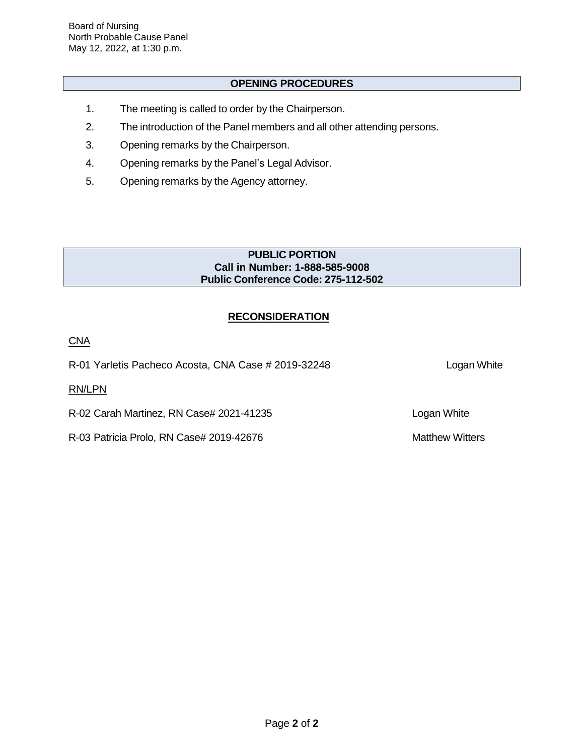Board of Nursing
North Probable Cause Panel
May 12, 2022, at 1:30 p.m.

## OPENING PROCEDURES

1. The meeting is called to order by the Chairperson.
2. The introduction of the Panel members and all other attending persons.
3. Opening remarks by the Chairperson.
4. Opening remarks by the Panel's Legal Advisor.
5. Opening remarks by the Agency attorney.

## PUBLIC PORTION
**Call in Number: 1-888-585-9008**
**Public Conference Code: 275-112-502**

### RECONSIDERATION

CNA

R-01 Yarletis Pacheco Acosta, CNA Case # 2019-32248 — Logan White

RN/LPN

R-02 Carah Martinez, RN Case# 2021-41235 — Logan White

R-03 Patricia Prolo, RN Case# 2019-42676 — Matthew Witters